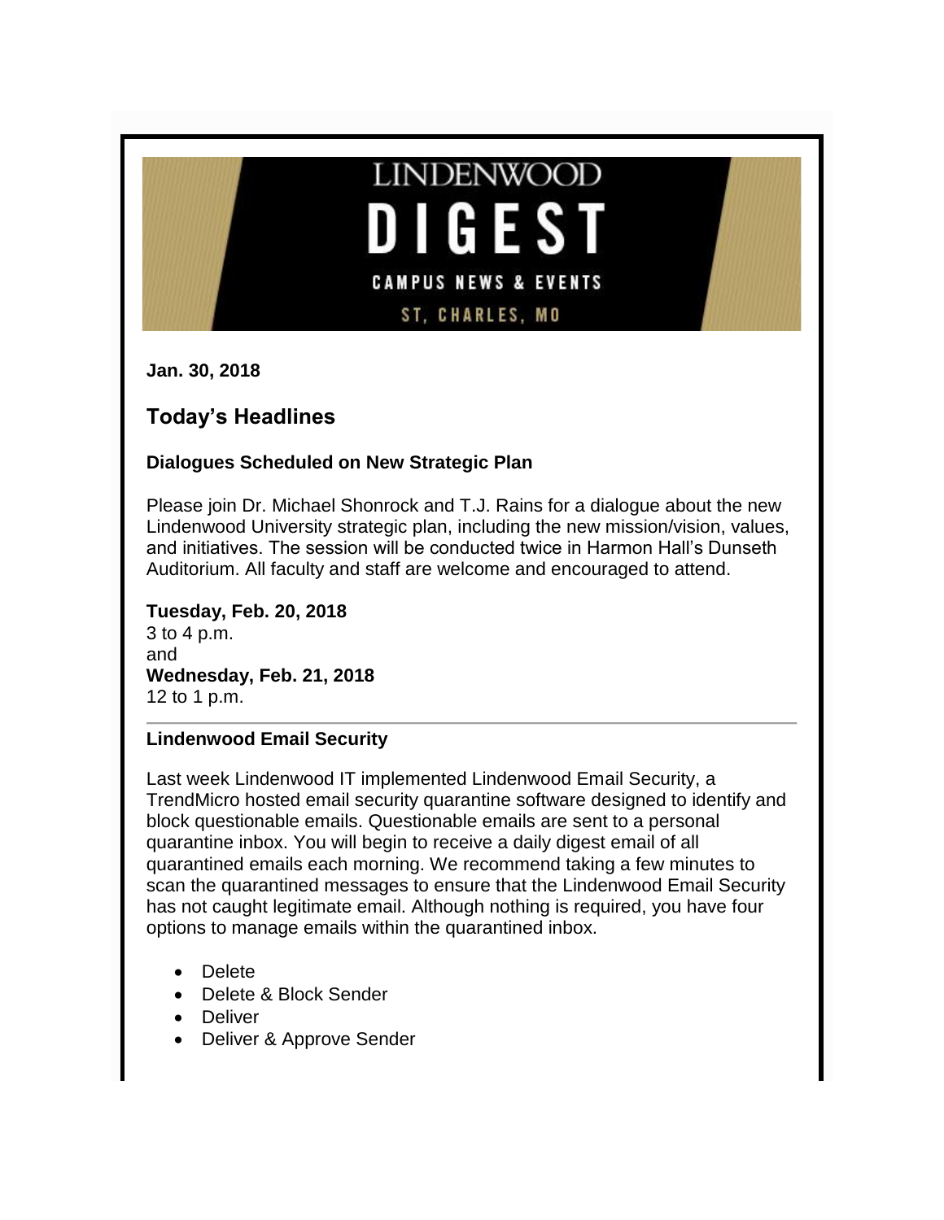LINDENWOOD

# DIGEST

CAMPUS NEWS & EVENTS

ST, CHARLES, MO

**Jan. 30, 2018**

## Today's Headlines

### Dialogues Scheduled on New Strategic Plan

Please join Dr. Michael Shonrock and T.J. Rains for a dialogue about the new Lindenwood University strategic plan, including the new mission/vision, values, and initiatives. The session will be conducted twice in Harmon Hall's Dunseth Auditorium. All faculty and staff are welcome and encouraged to attend.

**Tuesday, Feb. 20, 2018**
3 to 4 p.m.
and
**Wednesday, Feb. 21, 2018**
12 to 1 p.m.

---

### Lindenwood Email Security

Last week Lindenwood IT implemented Lindenwood Email Security, a TrendMicro hosted email security quarantine software designed to identify and block questionable emails. Questionable emails are sent to a personal quarantine inbox. You will begin to receive a daily digest email of all quarantined emails each morning. We recommend taking a few minutes to scan the quarantined messages to ensure that the Lindenwood Email Security has not caught legitimate email. Although nothing is required, you have four options to manage emails within the quarantined inbox.

- Delete
- Delete & Block Sender
- Deliver
- Deliver & Approve Sender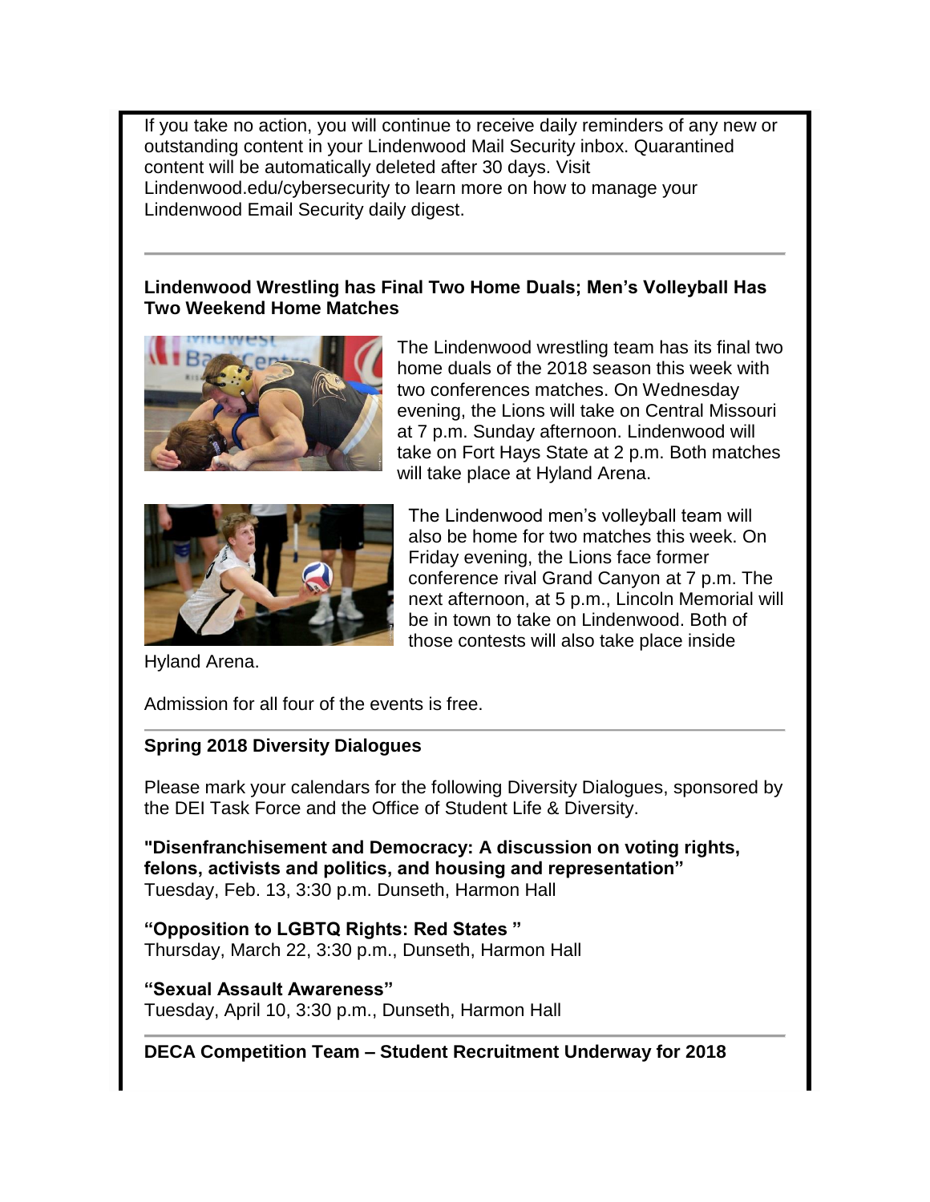If you take no action, you will continue to receive daily reminders of any new or outstanding content in your Lindenwood Mail Security inbox. Quarantined content will be automatically deleted after 30 days. Visit Lindenwood.edu/cybersecurity to learn more on how to manage your Lindenwood Email Security daily digest.

---

**Lindenwood Wrestling has Final Two Home Duals; Men's Volleyball Has Two Weekend Home Matches**

The Lindenwood wrestling team has its final two home duals of the 2018 season this week with two conferences matches. On Wednesday evening, the Lions will take on Central Missouri at 7 p.m. Sunday afternoon. Lindenwood will take on Fort Hays State at 2 p.m. Both matches will take place at Hyland Arena.

The Lindenwood men's volleyball team will also be home for two matches this week. On Friday evening, the Lions face former conference rival Grand Canyon at 7 p.m. The next afternoon, at 5 p.m., Lincoln Memorial will be in town to take on Lindenwood. Both of those contests will also take place inside Hyland Arena.

Admission for all four of the events is free.

---

**Spring 2018 Diversity Dialogues**

Please mark your calendars for the following Diversity Dialogues, sponsored by the DEI Task Force and the Office of Student Life & Diversity.

**"Disenfranchisement and Democracy: A discussion on voting rights, felons, activists and politics, and housing and representation"**
Tuesday, Feb. 13, 3:30 p.m. Dunseth, Harmon Hall

**"Opposition to LGBTQ Rights: Red States "**
Thursday, March 22, 3:30 p.m., Dunseth, Harmon Hall

**"Sexual Assault Awareness"**
Tuesday, April 10, 3:30 p.m., Dunseth, Harmon Hall

---

**DECA Competition Team – Student Recruitment Underway for 2018**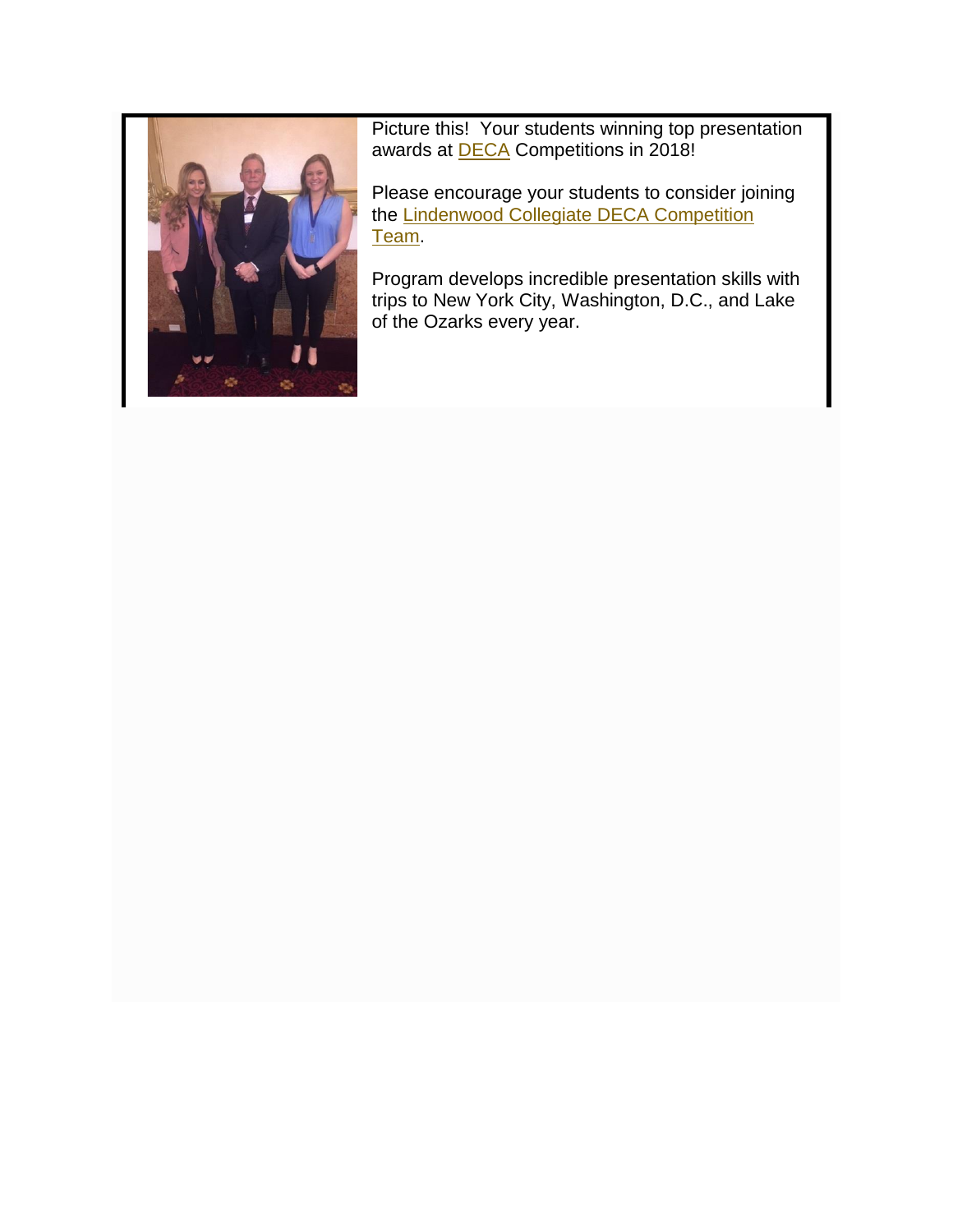Picture this!  Your students winning top presentation awards at DECA Competitions in 2018!

Please encourage your students to consider joining the Lindenwood Collegiate DECA Competition Team.

Program develops incredible presentation skills with trips to New York City, Washington, D.C., and Lake of the Ozarks every year.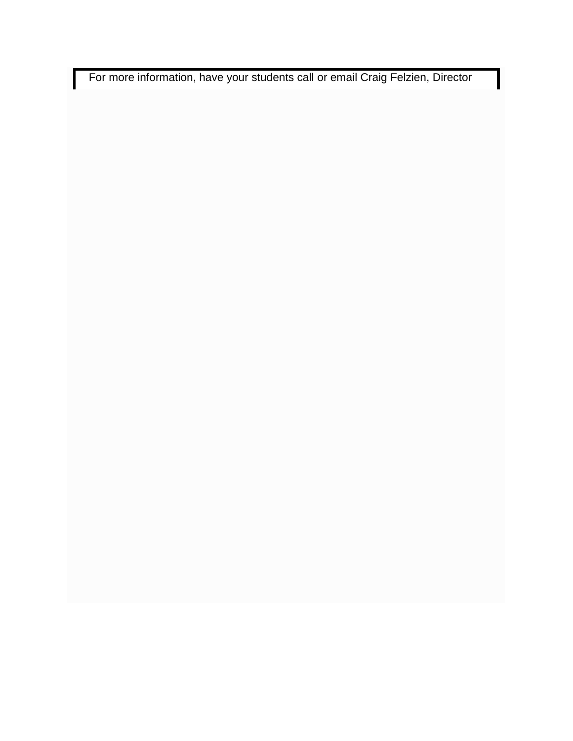For more information, have your students call or email Craig Felzien, Director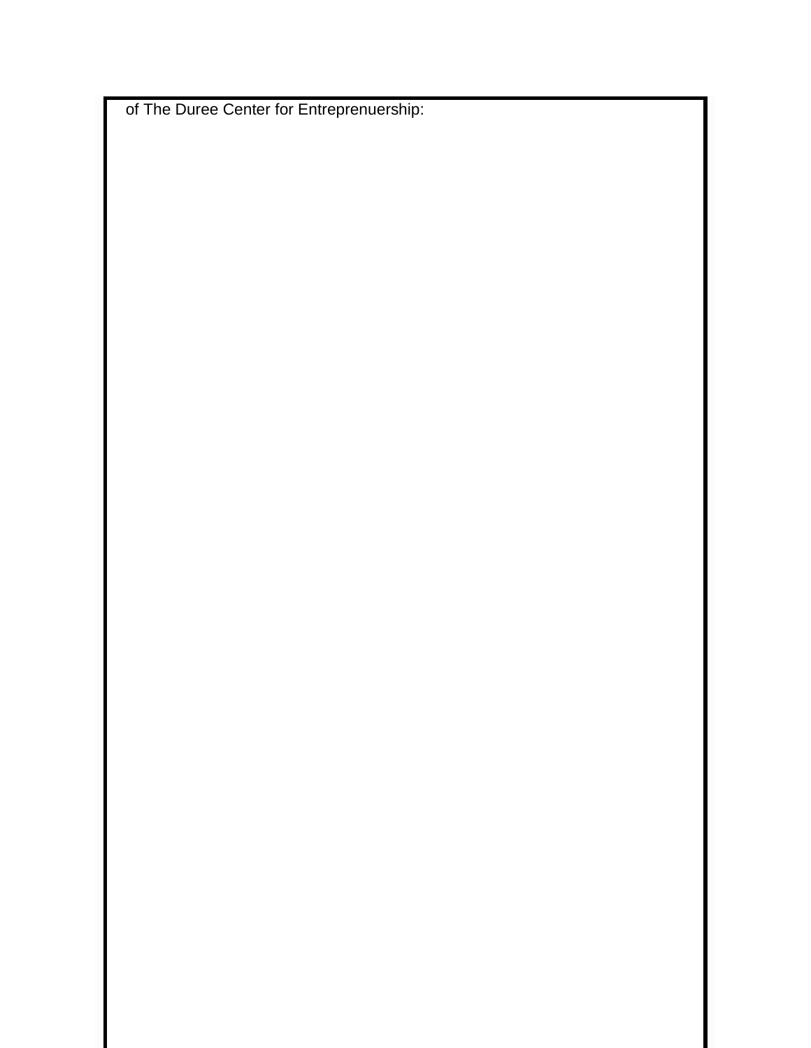of The Duree Center for Entreprenuership: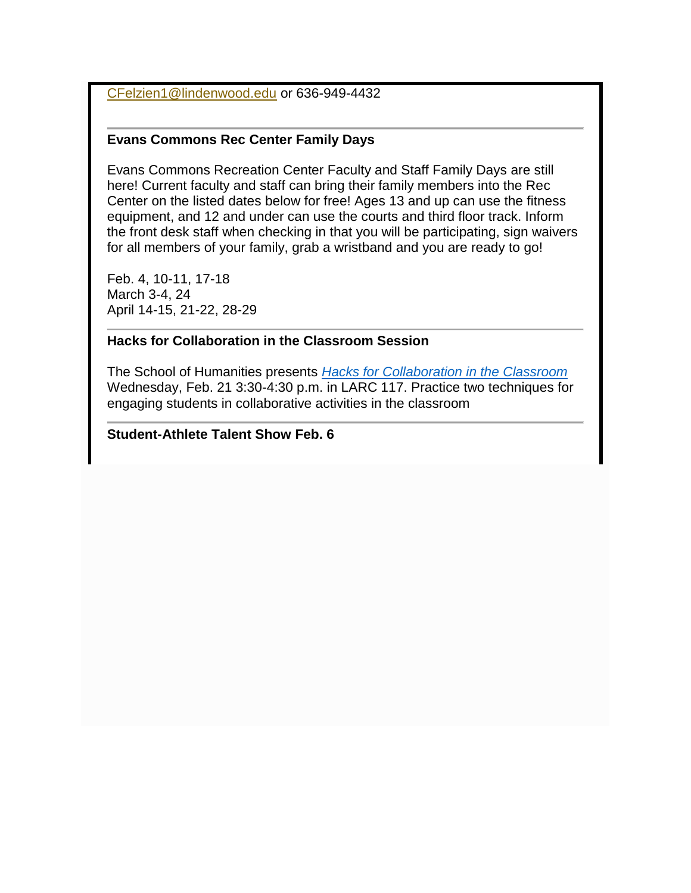[CFelzien1@lindenwood.edu](mailto:CFelzien1@lindenwood.edu) or 636-949-4432

---

**Evans Commons Rec Center Family Days**

Evans Commons Recreation Center Faculty and Staff Family Days are still here! Current faculty and staff can bring their family members into the Rec Center on the listed dates below for free! Ages 13 and up can use the fitness equipment, and 12 and under can use the courts and third floor track. Inform the front desk staff when checking in that you will be participating, sign waivers for all members of your family, grab a wristband and you are ready to go!

Feb. 4, 10-11, 17-18
March 3-4, 24
April 14-15, 21-22, 28-29

---

**Hacks for Collaboration in the Classroom Session**

The School of Humanities presents *Hacks for Collaboration in the Classroom* Wednesday, Feb. 21 3:30-4:30 p.m. in LARC 117. Practice two techniques for engaging students in collaborative activities in the classroom

---

**Student-Athlete Talent Show Feb. 6**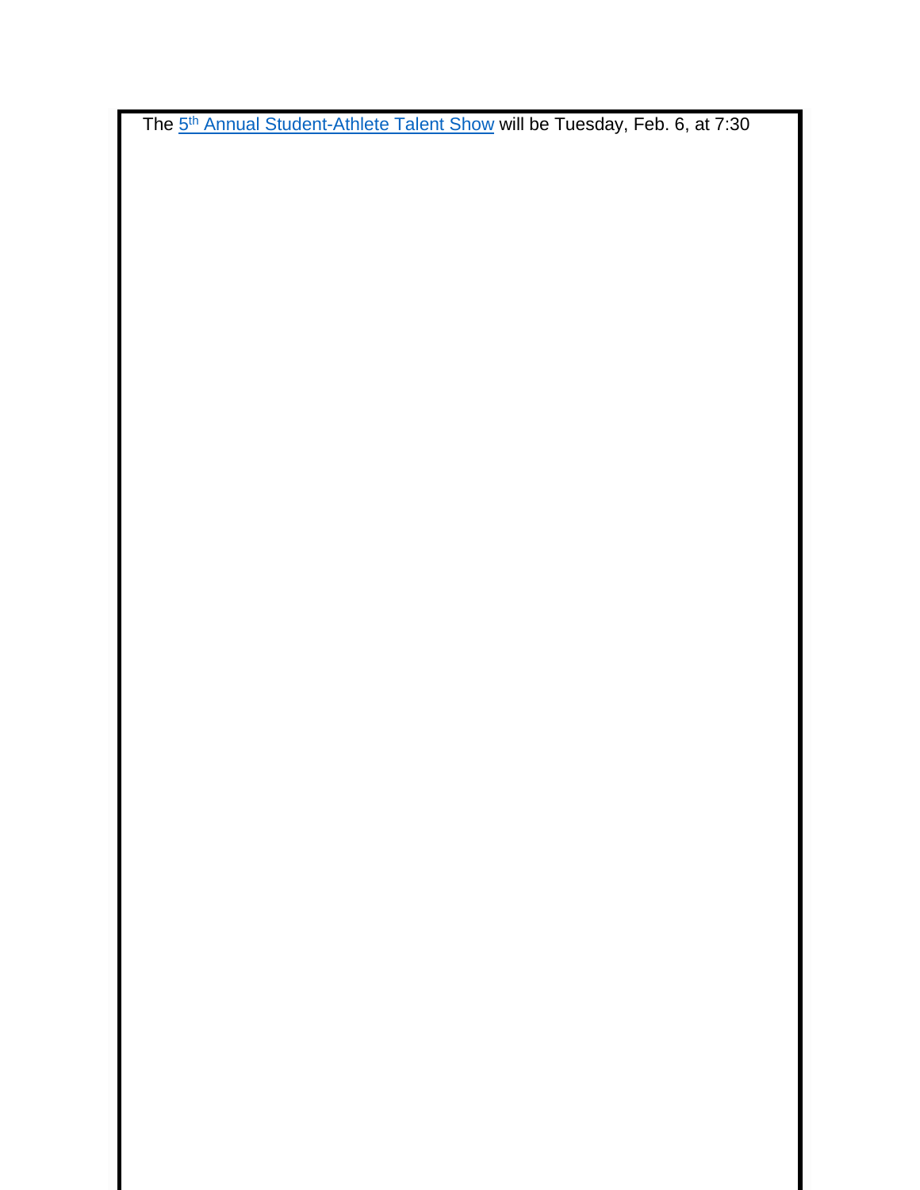The [5th Annual Student-Athlete Talent Show]() will be Tuesday, Feb. 6, at 7:30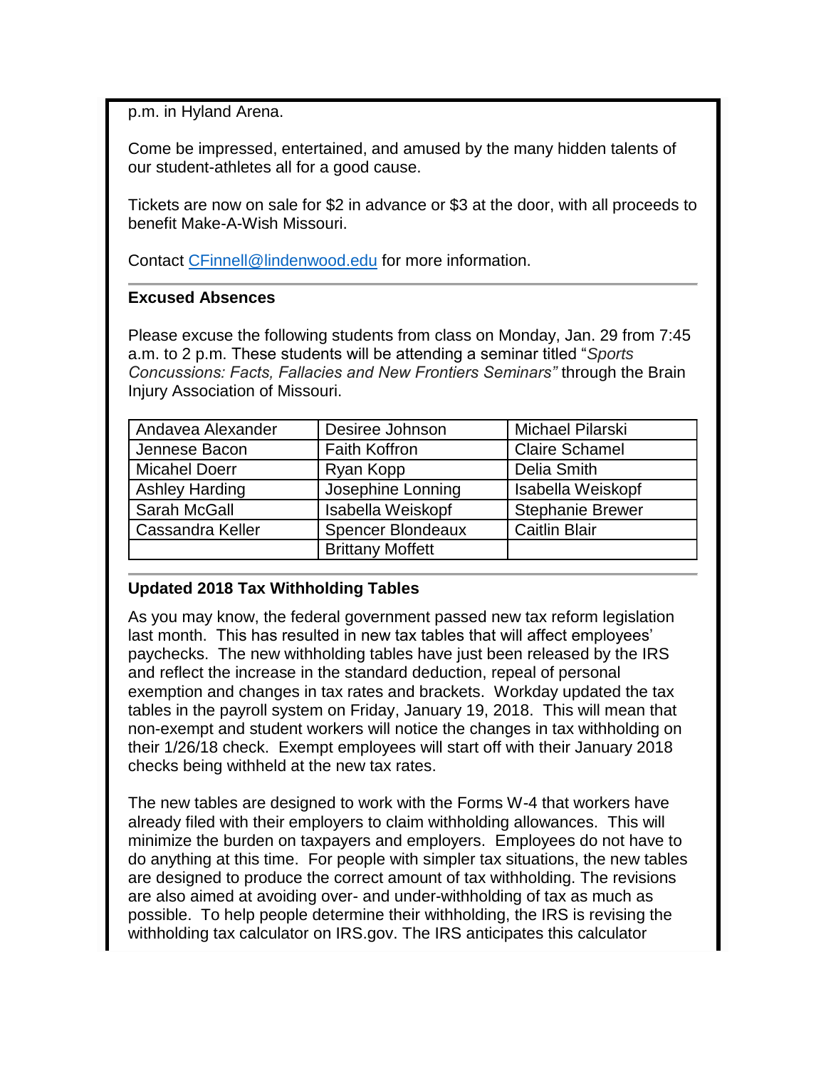p.m. in Hyland Arena.

Come be impressed, entertained, and amused by the many hidden talents of our student-athletes all for a good cause.

Tickets are now on sale for $2 in advance or $3 at the door, with all proceeds to benefit Make-A-Wish Missouri.

Contact [CFinnell@lindenwood.edu](mailto:CFinnell@lindenwood.edu) for more information.

---

**Excused Absences**

Please excuse the following students from class on Monday, Jan. 29 from 7:45 a.m. to 2 p.m. These students will be attending a seminar titled "*Sports Concussions: Facts, Fallacies and New Frontiers Seminars"* through the Brain Injury Association of Missouri.

| | | |
|---|---|---|
| Andavea Alexander | Desiree Johnson | Michael Pilarski |
| Jennese Bacon | Faith Koffron | Claire Schamel |
| Micahel Doerr | Ryan Kopp | Delia Smith |
| Ashley Harding | Josephine Lonning | Isabella Weiskopf |
| Sarah McGall | Isabella Weiskopf | Stephanie Brewer |
| Cassandra Keller | Spencer Blondeaux | Caitlin Blair |
| | Brittany Moffett | |

---

**Updated 2018 Tax Withholding Tables**

As you may know, the federal government passed new tax reform legislation last month. This has resulted in new tax tables that will affect employees' paychecks. The new withholding tables have just been released by the IRS and reflect the increase in the standard deduction, repeal of personal exemption and changes in tax rates and brackets. Workday updated the tax tables in the payroll system on Friday, January 19, 2018. This will mean that non-exempt and student workers will notice the changes in tax withholding on their 1/26/18 check. Exempt employees will start off with their January 2018 checks being withheld at the new tax rates.

The new tables are designed to work with the Forms W-4 that workers have already filed with their employers to claim withholding allowances. This will minimize the burden on taxpayers and employers. Employees do not have to do anything at this time. For people with simpler tax situations, the new tables are designed to produce the correct amount of tax withholding. The revisions are also aimed at avoiding over- and under-withholding of tax as much as possible. To help people determine their withholding, the IRS is revising the withholding tax calculator on IRS.gov. The IRS anticipates this calculator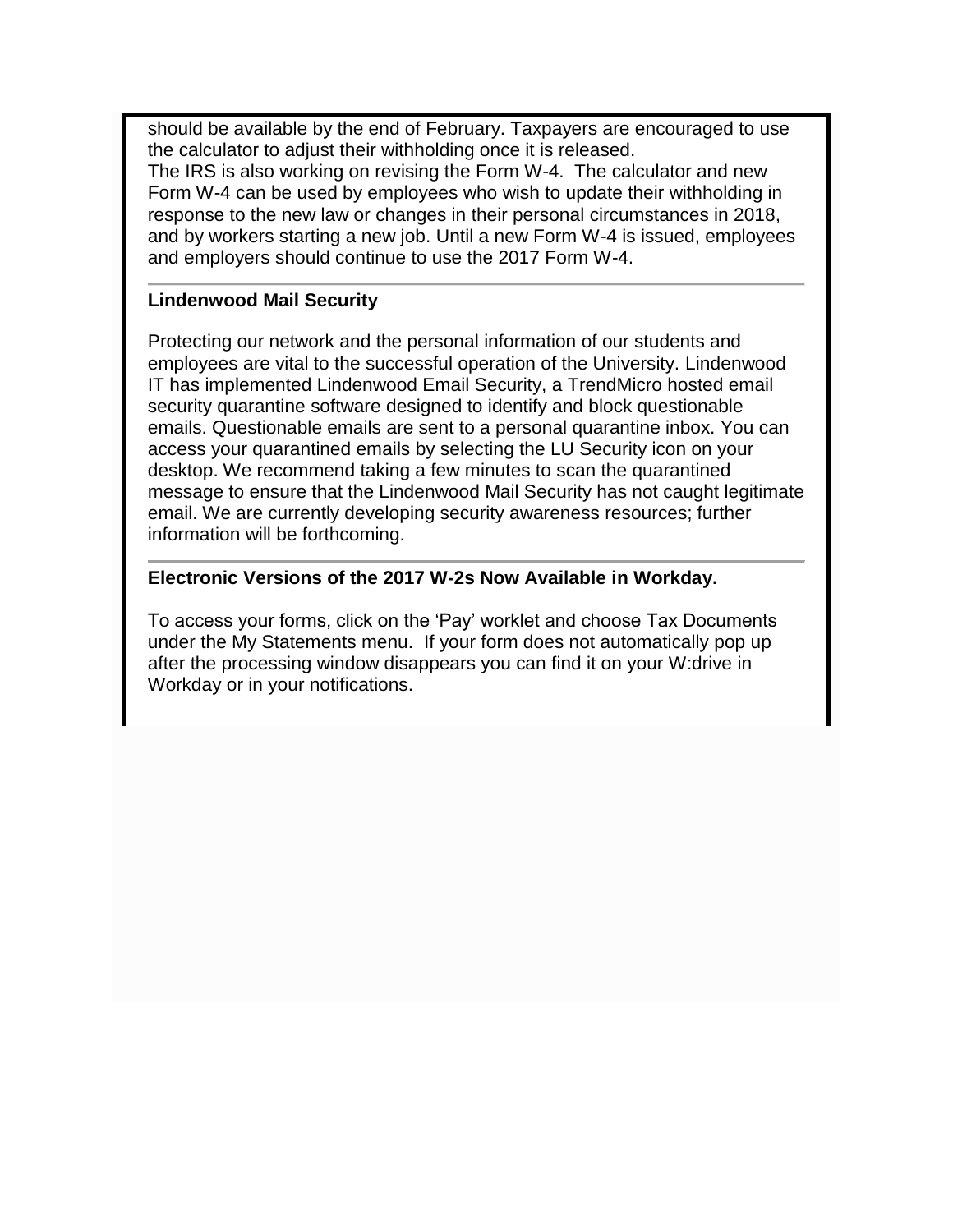should be available by the end of February. Taxpayers are encouraged to use the calculator to adjust their withholding once it is released.
The IRS is also working on revising the Form W-4. The calculator and new Form W-4 can be used by employees who wish to update their withholding in response to the new law or changes in their personal circumstances in 2018, and by workers starting a new job. Until a new Form W-4 is issued, employees and employers should continue to use the 2017 Form W-4.

---

**Lindenwood Mail Security**

Protecting our network and the personal information of our students and employees are vital to the successful operation of the University. Lindenwood IT has implemented Lindenwood Email Security, a TrendMicro hosted email security quarantine software designed to identify and block questionable emails. Questionable emails are sent to a personal quarantine inbox. You can access your quarantined emails by selecting the LU Security icon on your desktop. We recommend taking a few minutes to scan the quarantined message to ensure that the Lindenwood Mail Security has not caught legitimate email. We are currently developing security awareness resources; further information will be forthcoming.

---

**Electronic Versions of the 2017 W-2s Now Available in Workday.**

To access your forms, click on the 'Pay' worklet and choose Tax Documents under the My Statements menu. If your form does not automatically pop up after the processing window disappears you can find it on your W:drive in Workday or in your notifications.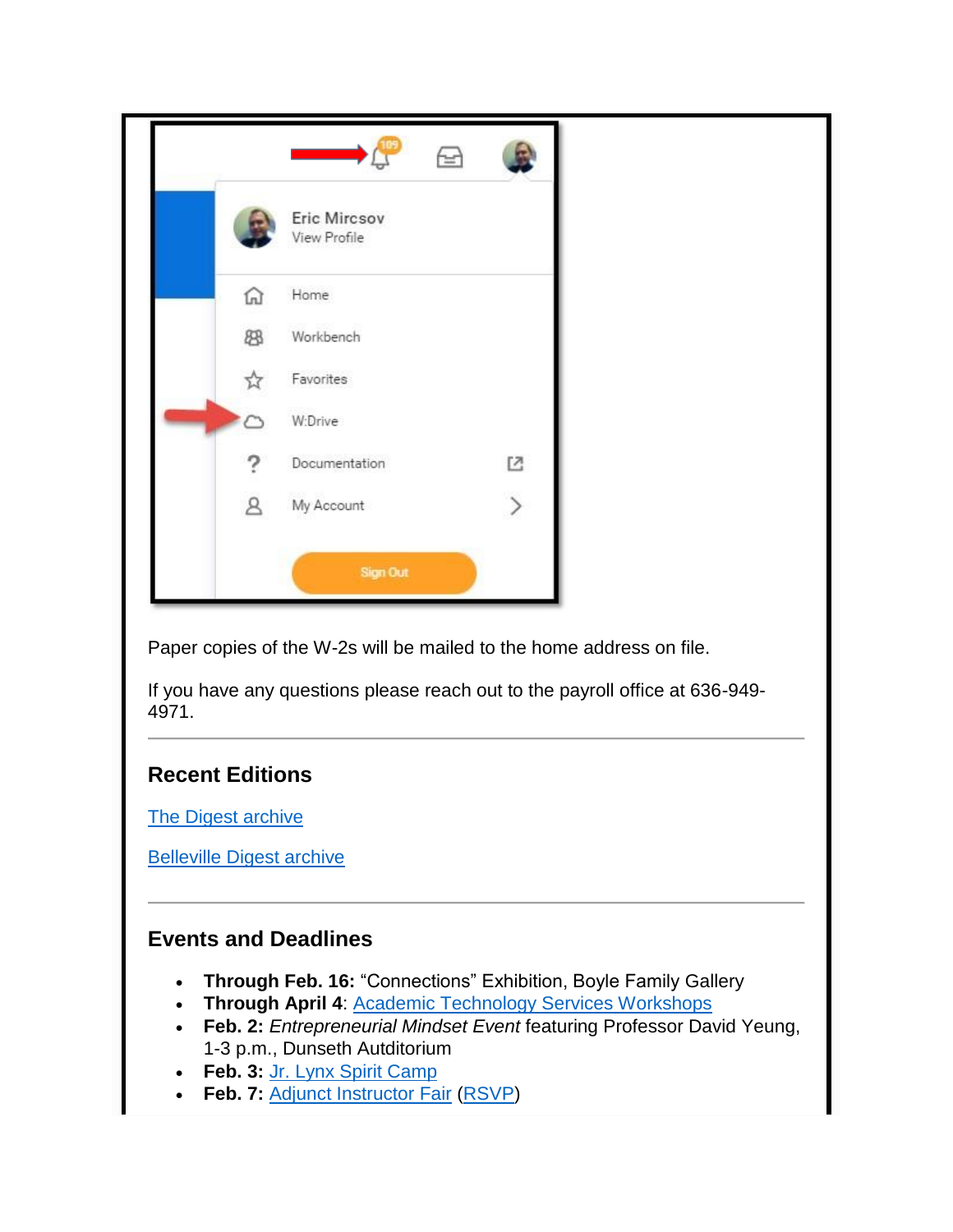Paper copies of the W-2s will be mailed to the home address on file.

If you have any questions please reach out to the payroll office at 636-949-4971.

## Recent Editions

[The Digest archive]

[Belleville Digest archive]

## Events and Deadlines

- **Through Feb. 16:** "Connections" Exhibition, Boyle Family Gallery
- **Through April 4**: Academic Technology Services Workshops
- **Feb. 2:** *Entrepreneurial Mindset Event* featuring Professor David Yeung, 1-3 p.m., Dunseth Autditorium
- **Feb. 3:** Jr. Lynx Spirit Camp
- **Feb. 7:** Adjunct Instructor Fair (RSVP)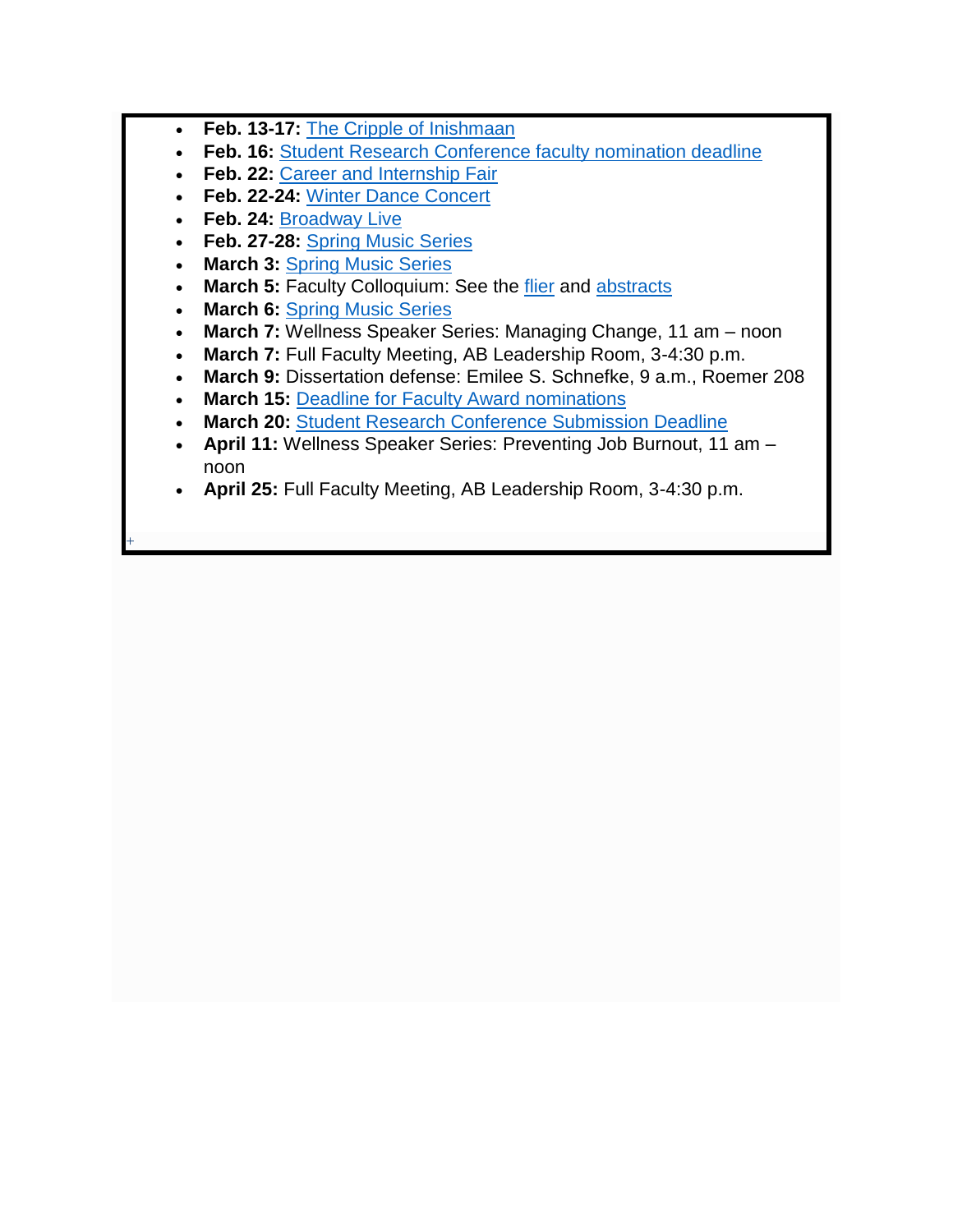- **Feb. 13-17:** The Cripple of Inishmaan
- **Feb. 16:** Student Research Conference faculty nomination deadline
- **Feb. 22:** Career and Internship Fair
- **Feb. 22-24:** Winter Dance Concert
- **Feb. 24:** Broadway Live
- **Feb. 27-28:** Spring Music Series
- **March 3:** Spring Music Series
- **March 5:** Faculty Colloquium: See the flier and abstracts
- **March 6:** Spring Music Series
- **March 7:** Wellness Speaker Series: Managing Change, 11 am – noon
- **March 7:** Full Faculty Meeting, AB Leadership Room, 3-4:30 p.m.
- **March 9:** Dissertation defense: Emilee S. Schnefke, 9 a.m., Roemer 208
- **March 15:** Deadline for Faculty Award nominations
- **March 20:** Student Research Conference Submission Deadline
- **April 11:** Wellness Speaker Series: Preventing Job Burnout, 11 am – noon
- **April 25:** Full Faculty Meeting, AB Leadership Room, 3-4:30 p.m.